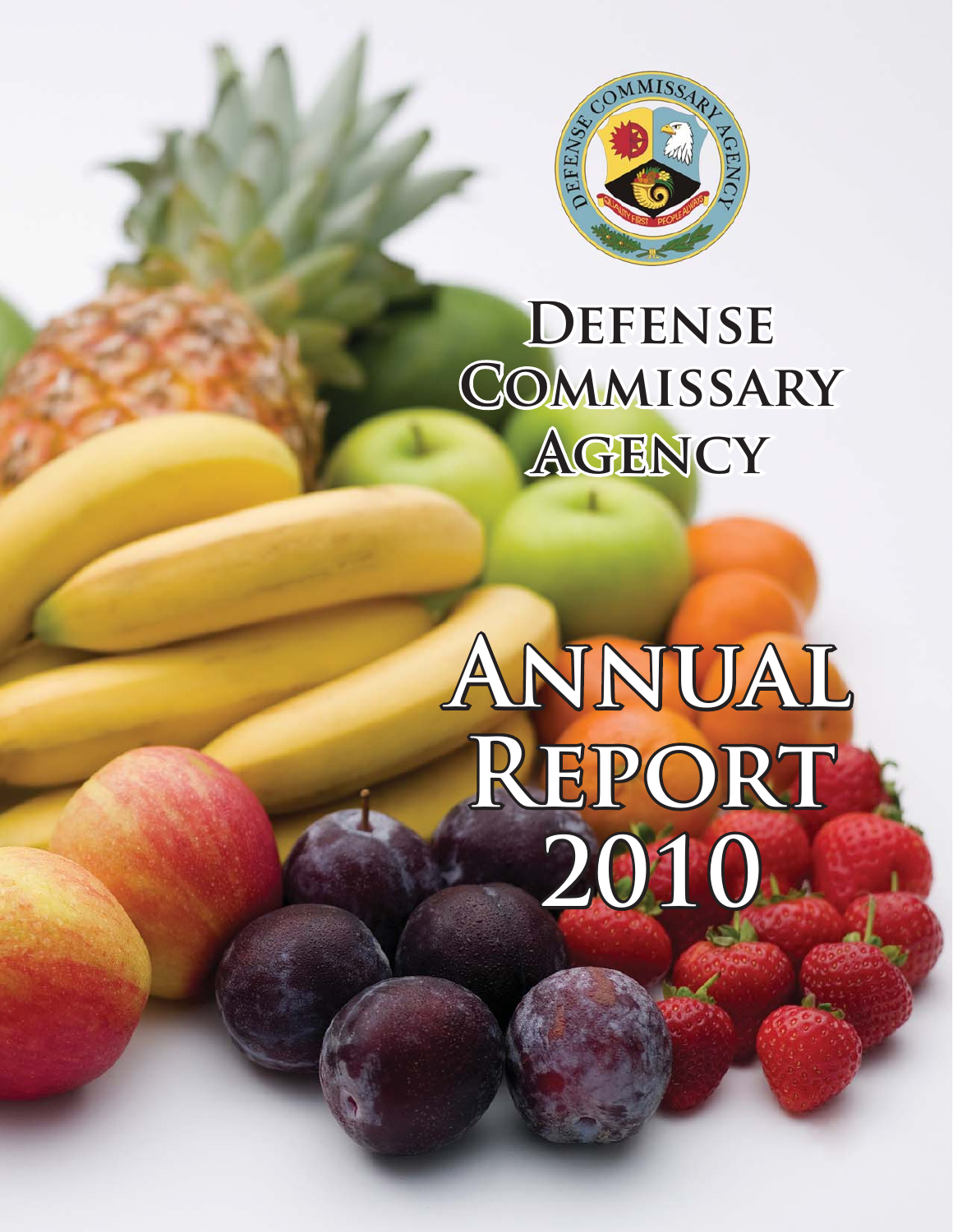# Defense Commissary Agency

# Annual Report 2010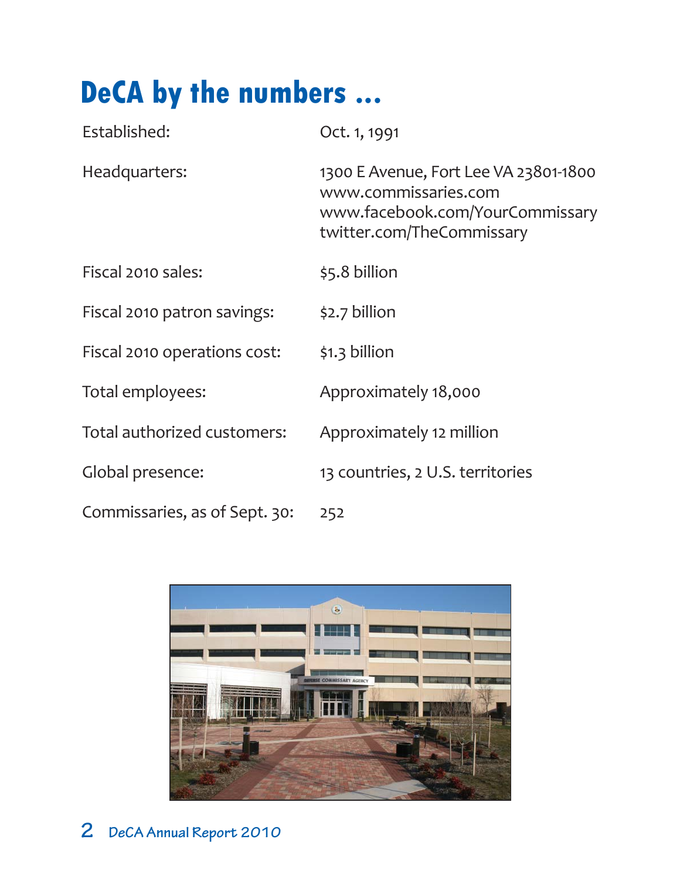# DeCA by the numbers ...

| | |
|---|---|
| Established: | Oct. 1, 1991 |
| Headquarters: | 1300 E Avenue, Fort Lee VA 23801-1800<br>www.commissaries.com<br>www.facebook.com/YourCommissary<br>twitter.com/TheCommissary |
| Fiscal 2010 sales: | $5.8 billion |
| Fiscal 2010 patron savings: | $2.7 billion |
| Fiscal 2010 operations cost: | $1.3 billion |
| Total employees: | Approximately 18,000 |
| Total authorized customers: | Approximately 12 million |
| Global presence: | 13 countries, 2 U.S. territories |
| Commissaries, as of Sept. 30: | 252 |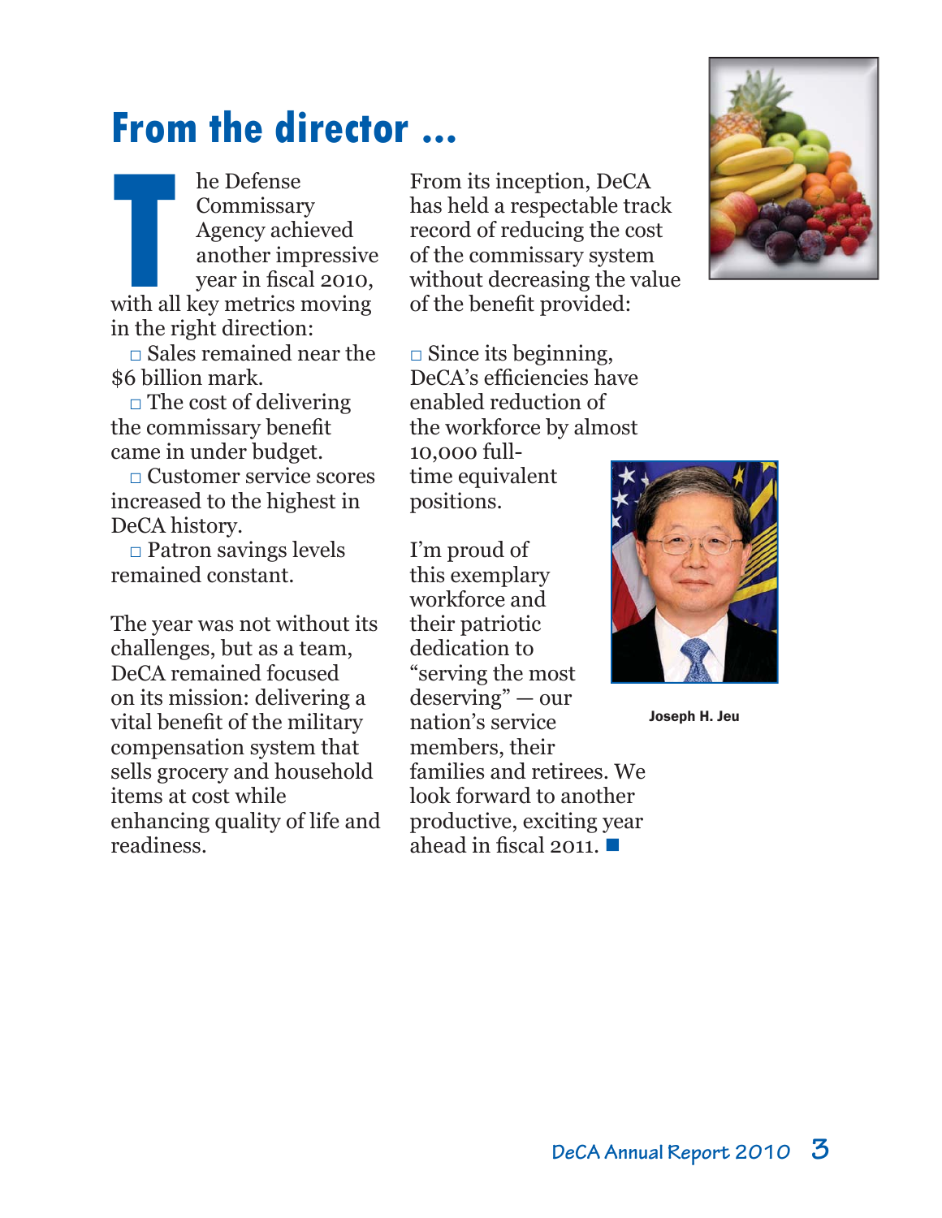# From the director ...

The Defense Commissary Agency achieved another impressive year in fiscal 2010, with all key metrics moving in the right direction:

- Sales remained near the $6 billion mark.
- The cost of delivering the commissary benefit came in under budget.
- Customer service scores increased to the highest in DeCA history.
- Patron savings levels remained constant.

The year was not without its challenges, but as a team, DeCA remained focused on its mission: delivering a vital benefit of the military compensation system that sells grocery and household items at cost while enhancing quality of life and readiness.

From its inception, DeCA has held a respectable track record of reducing the cost of the commissary system without decreasing the value of the benefit provided:

- Since its beginning, DeCA's efficiencies have enabled reduction of the workforce by almost 10,000 full-time equivalent positions.

I'm proud of this exemplary workforce and their patriotic dedication to "serving the most deserving" — our nation's service members, their families and retirees. We look forward to another productive, exciting year ahead in fiscal 2011. ■

Joseph H. Jeu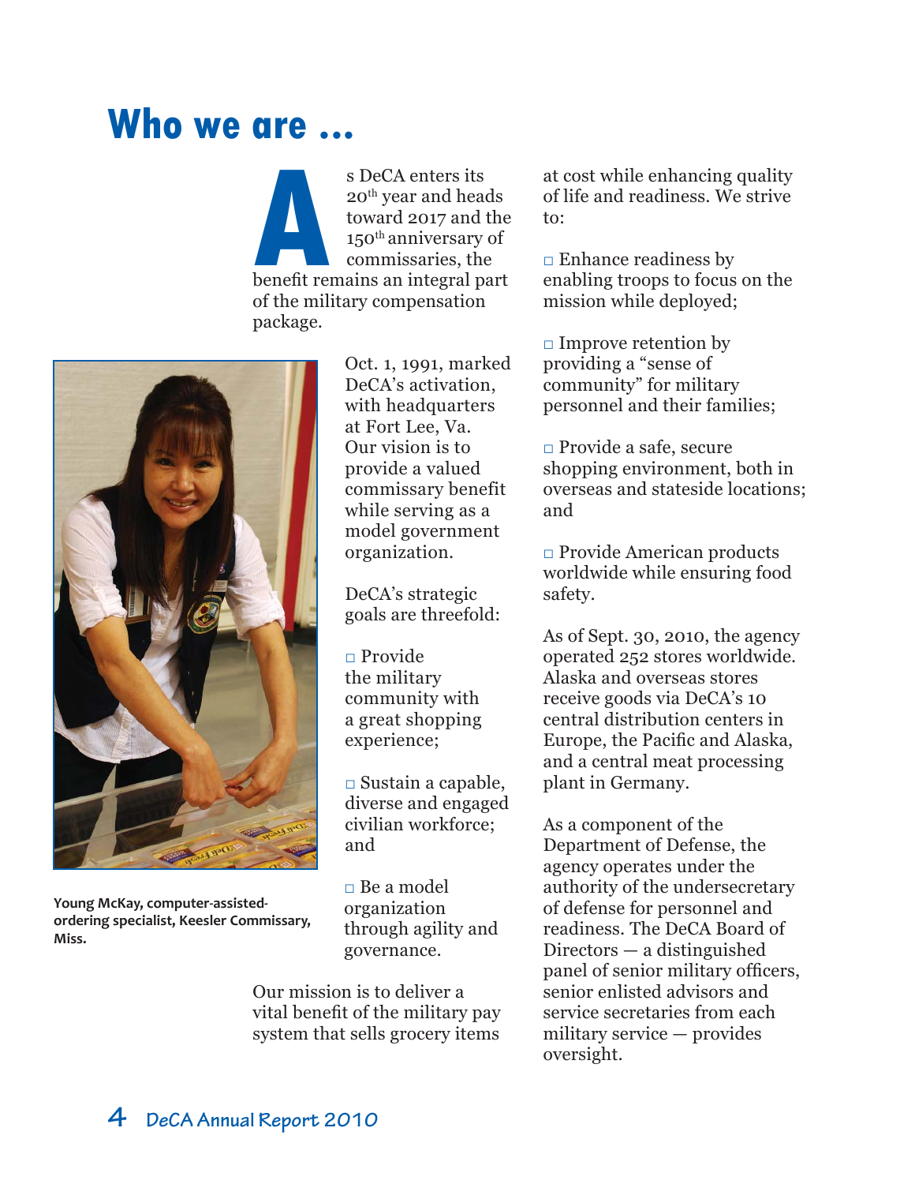# Who we are ...

As DeCA enters its 20th year and heads toward 2017 and the 150th anniversary of commissaries, the benefit remains an integral part of the military compensation package.

Young McKay, computer-assisted-ordering specialist, Keesler Commissary, Miss.

Oct. 1, 1991, marked DeCA's activation, with headquarters at Fort Lee, Va. Our vision is to provide a valued commissary benefit while serving as a model government organization.

DeCA's strategic goals are threefold:

- Provide the military community with a great shopping experience;
- Sustain a capable, diverse and engaged civilian workforce; and
- Be a model organization through agility and governance.

Our mission is to deliver a vital benefit of the military pay system that sells grocery items at cost while enhancing quality of life and readiness. We strive to:

- Enhance readiness by enabling troops to focus on the mission while deployed;
- Improve retention by providing a "sense of community" for military personnel and their families;
- Provide a safe, secure shopping environment, both in overseas and stateside locations; and
- Provide American products worldwide while ensuring food safety.

As of Sept. 30, 2010, the agency operated 252 stores worldwide. Alaska and overseas stores receive goods via DeCA's 10 central distribution centers in Europe, the Pacific and Alaska, and a central meat processing plant in Germany.

As a component of the Department of Defense, the agency operates under the authority of the undersecretary of defense for personnel and readiness. The DeCA Board of Directors — a distinguished panel of senior military officers, senior enlisted advisors and service secretaries from each military service — provides oversight.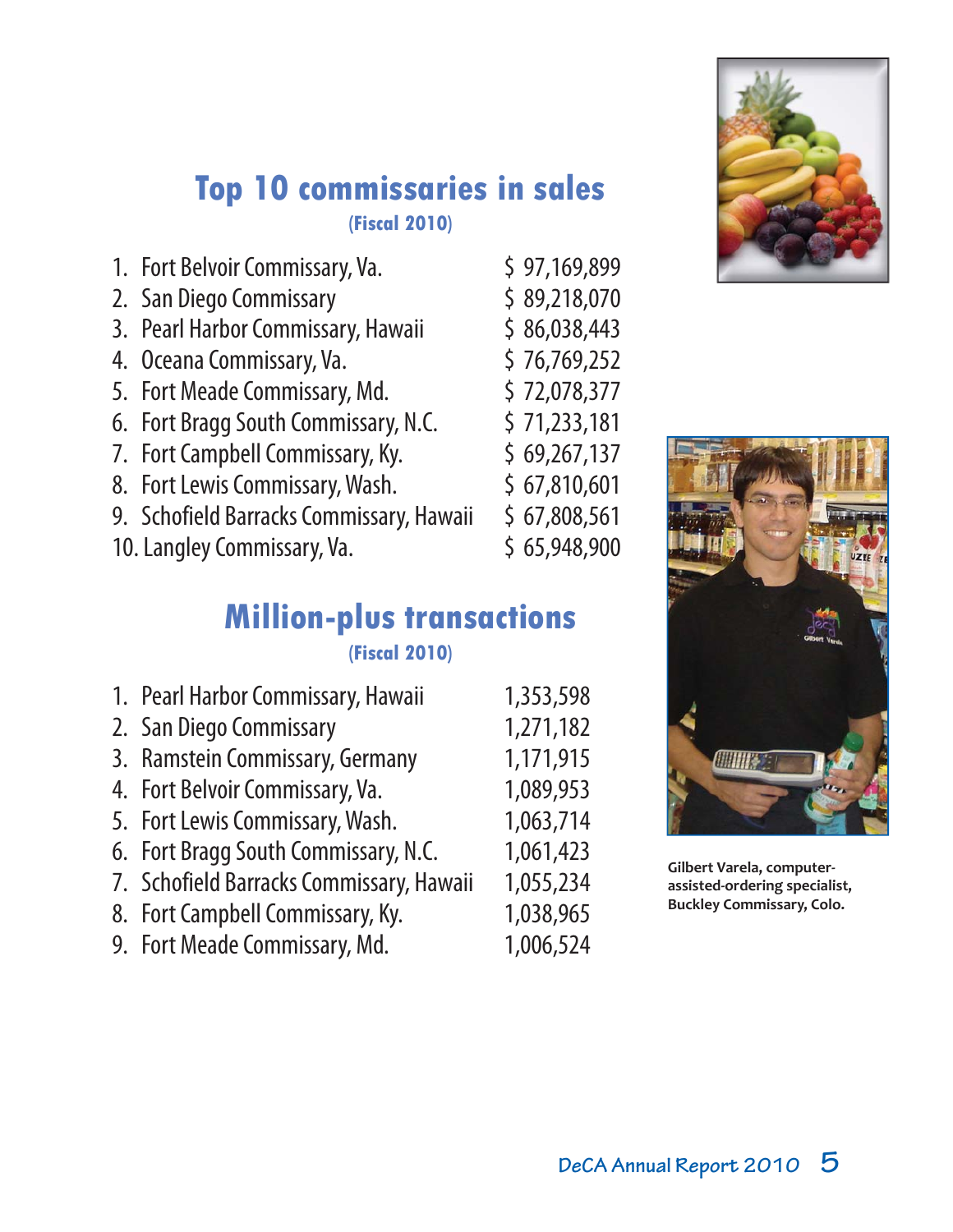## Top 10 commissaries in sales

**(Fiscal 2010)**

1. Fort Belvoir Commissary, Va. — $ 97,169,899
2. San Diego Commissary — $ 89,218,070
3. Pearl Harbor Commissary, Hawaii — $ 86,038,443
4. Oceana Commissary, Va. — $ 76,769,252
5. Fort Meade Commissary, Md. — $ 72,078,377
6. Fort Bragg South Commissary, N.C. — $ 71,233,181
7. Fort Campbell Commissary, Ky. — $ 69,267,137
8. Fort Lewis Commissary, Wash. — $ 67,810,601
9. Schofield Barracks Commissary, Hawaii — $ 67,808,561
10. Langley Commissary, Va. — $ 65,948,900

## Million-plus transactions

**(Fiscal 2010)**

1. Pearl Harbor Commissary, Hawaii — 1,353,598
2. San Diego Commissary — 1,271,182
3. Ramstein Commissary, Germany — 1,171,915
4. Fort Belvoir Commissary, Va. — 1,089,953
5. Fort Lewis Commissary, Wash. — 1,063,714
6. Fort Bragg South Commissary, N.C. — 1,061,423
7. Schofield Barracks Commissary, Hawaii — 1,055,234
8. Fort Campbell Commissary, Ky. — 1,038,965
9. Fort Meade Commissary, Md. — 1,006,524

**Gilbert Varela, computer-assisted-ordering specialist, Buckley Commissary, Colo.**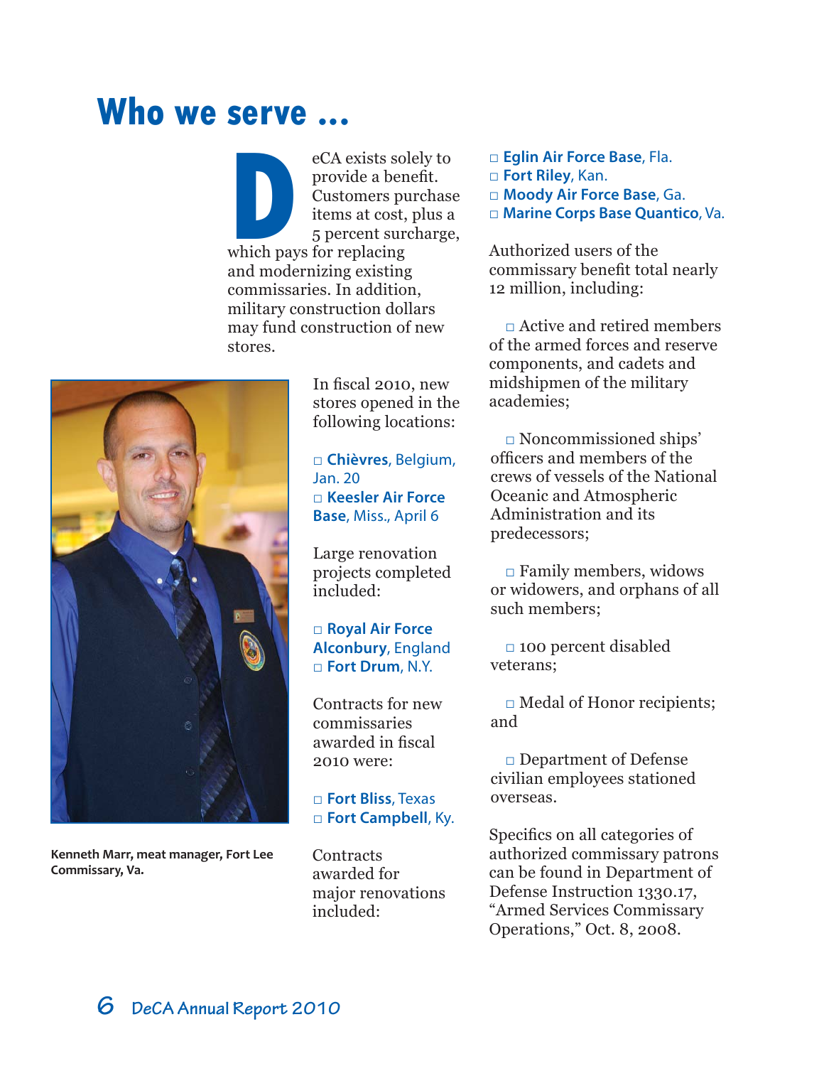# Who we serve …

DeCA exists solely to provide a benefit. Customers purchase items at cost, plus a 5 percent surcharge, which pays for replacing and modernizing existing commissaries. In addition, military construction dollars may fund construction of new stores.

Kenneth Marr, meat manager, Fort Lee Commissary, Va.

In fiscal 2010, new stores opened in the following locations:

- **Chièvres**, Belgium, Jan. 20
- **Keesler Air Force Base**, Miss., April 6

Large renovation projects completed included:

- **Royal Air Force Alconbury**, England
- **Fort Drum**, N.Y.

Contracts for new commissaries awarded in fiscal 2010 were:

- **Fort Bliss**, Texas
- **Fort Campbell**, Ky.

Contracts awarded for major renovations included:

- **Eglin Air Force Base**, Fla.
- **Fort Riley**, Kan.
- **Moody Air Force Base**, Ga.
- **Marine Corps Base Quantico**, Va.

Authorized users of the commissary benefit total nearly 12 million, including:

- Active and retired members of the armed forces and reserve components, and cadets and midshipmen of the military academies;
- Noncommissioned ships' officers and members of the crews of vessels of the National Oceanic and Atmospheric Administration and its predecessors;
- Family members, widows or widowers, and orphans of all such members;
- 100 percent disabled veterans;
- Medal of Honor recipients; and
- Department of Defense civilian employees stationed overseas.

Specifics on all categories of authorized commissary patrons can be found in Department of Defense Instruction 1330.17, "Armed Services Commissary Operations," Oct. 8, 2008.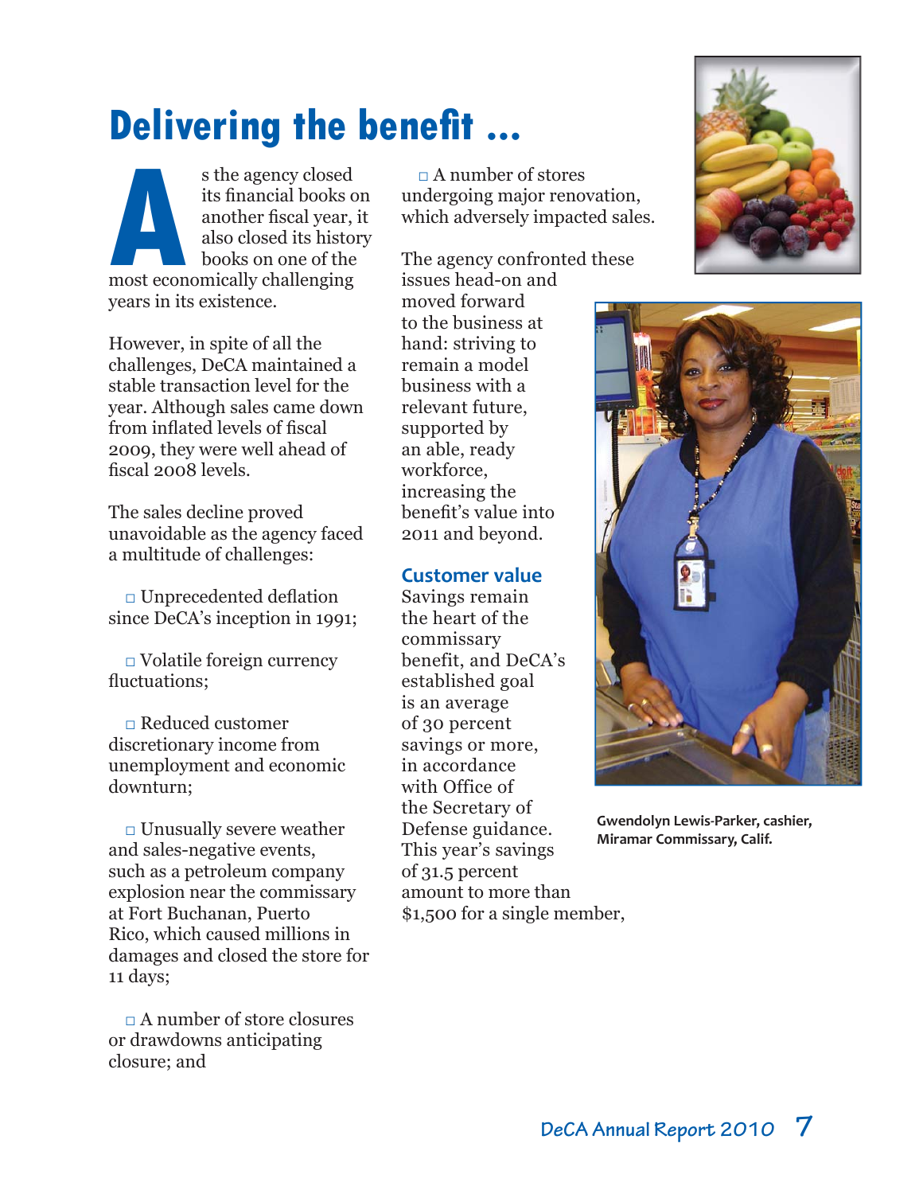# Delivering the benefit ...

As the agency closed its financial books on another fiscal year, it also closed its history books on one of the most economically challenging years in its existence.

However, in spite of all the challenges, DeCA maintained a stable transaction level for the year. Although sales came down from inflated levels of fiscal 2009, they were well ahead of fiscal 2008 levels.

The sales decline proved unavoidable as the agency faced a multitude of challenges:

- Unprecedented deflation since DeCA's inception in 1991;
- Volatile foreign currency fluctuations;
- Reduced customer discretionary income from unemployment and economic downturn;
- Unusually severe weather and sales-negative events, such as a petroleum company explosion near the commissary at Fort Buchanan, Puerto Rico, which caused millions in damages and closed the store for 11 days;
- A number of store closures or drawdowns anticipating closure; and
- A number of stores undergoing major renovation, which adversely impacted sales.

The agency confronted these issues head-on and moved forward to the business at hand: striving to remain a model business with a relevant future, supported by an able, ready workforce, increasing the benefit's value into 2011 and beyond.

## Customer value

Savings remain the heart of the commissary benefit, and DeCA's established goal is an average of 30 percent savings or more, in accordance with Office of the Secretary of Defense guidance. This year's savings of 31.5 percent amount to more than $1,500 for a single member,

Gwendolyn Lewis-Parker, cashier, Miramar Commissary, Calif.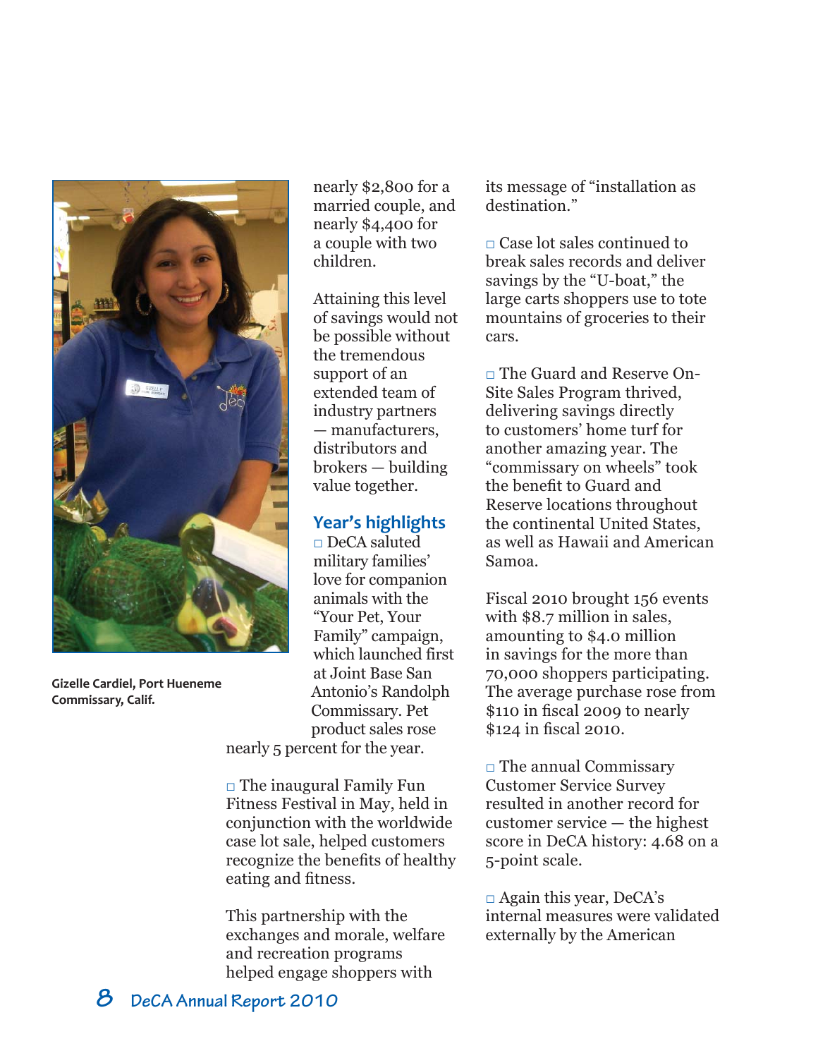Gizelle Cardiel, Port Hueneme Commissary, Calif.

nearly $2,800 for a married couple, and nearly $4,400 for a couple with two children.

Attaining this level of savings would not be possible without the tremendous support of an extended team of industry partners — manufacturers, distributors and brokers — building value together.

## Year's highlights

□ DeCA saluted military families' love for companion animals with the "Your Pet, Your Family" campaign, which launched first at Joint Base San Antonio's Randolph Commissary. Pet product sales rose nearly 5 percent for the year.

□ The inaugural Family Fun Fitness Festival in May, held in conjunction with the worldwide case lot sale, helped customers recognize the benefits of healthy eating and fitness.

This partnership with the exchanges and morale, welfare and recreation programs helped engage shoppers with its message of "installation as destination."

□ Case lot sales continued to break sales records and deliver savings by the "U-boat," the large carts shoppers use to tote mountains of groceries to their cars.

□ The Guard and Reserve On-Site Sales Program thrived, delivering savings directly to customers' home turf for another amazing year. The "commissary on wheels" took the benefit to Guard and Reserve locations throughout the continental United States, as well as Hawaii and American Samoa.

Fiscal 2010 brought 156 events with $8.7 million in sales, amounting to $4.0 million in savings for the more than 70,000 shoppers participating. The average purchase rose from $110 in fiscal 2009 to nearly $124 in fiscal 2010.

□ The annual Commissary Customer Service Survey resulted in another record for customer service — the highest score in DeCA history: 4.68 on a 5-point scale.

□ Again this year, DeCA's internal measures were validated externally by the American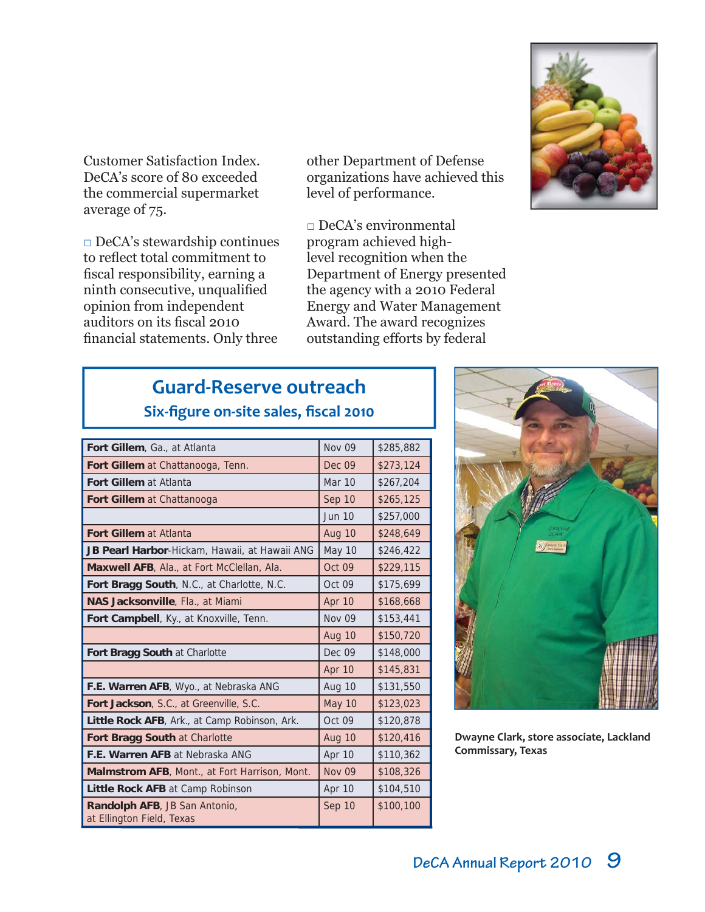Customer Satisfaction Index. DeCA's score of 80 exceeded the commercial supermarket average of 75.

□ DeCA's stewardship continues to reflect total commitment to fiscal responsibility, earning a ninth consecutive, unqualified opinion from independent auditors on its fiscal 2010 financial statements. Only three other Department of Defense organizations have achieved this level of performance.

□ DeCA's environmental program achieved high-level recognition when the Department of Energy presented the agency with a 2010 Federal Energy and Water Management Award. The award recognizes outstanding efforts by federal

## Guard-Reserve outreach

### Six-figure on-site sales, fiscal 2010

| Location | Date | Sales |
|---|---|---|
| **Fort Gillem**, Ga., at Atlanta | Nov 09 | $285,882 |
| **Fort Gillem** at Chattanooga, Tenn. | Dec 09 | $273,124 |
| **Fort Gillem** at Atlanta | Mar 10 | $267,204 |
| **Fort Gillem** at Chattanooga | Sep 10 | $265,125 |
| | Jun 10 | $257,000 |
| **Fort Gillem** at Atlanta | Aug 10 | $248,649 |
| **JB Pearl Harbor**-Hickam, Hawaii, at Hawaii ANG | May 10 | $246,422 |
| **Maxwell AFB**, Ala., at Fort McClellan, Ala. | Oct 09 | $229,115 |
| **Fort Bragg South**, N.C., at Charlotte, N.C. | Oct 09 | $175,699 |
| **NAS Jacksonville**, Fla., at Miami | Apr 10 | $168,668 |
| **Fort Campbell**, Ky., at Knoxville, Tenn. | Nov 09 | $153,441 |
| | Aug 10 | $150,720 |
| **Fort Bragg South** at Charlotte | Dec 09 | $148,000 |
| | Apr 10 | $145,831 |
| **F.E. Warren AFB**, Wyo., at Nebraska ANG | Aug 10 | $131,550 |
| **Fort Jackson**, S.C., at Greenville, S.C. | May 10 | $123,023 |
| **Little Rock AFB**, Ark., at Camp Robinson, Ark. | Oct 09 | $120,878 |
| **Fort Bragg South** at Charlotte | Aug 10 | $120,416 |
| **F.E. Warren AFB** at Nebraska ANG | Apr 10 | $110,362 |
| **Malmstrom AFB**, Mont., at Fort Harrison, Mont. | Nov 09 | $108,326 |
| **Little Rock AFB** at Camp Robinson | Apr 10 | $104,510 |
| **Randolph AFB**, JB San Antonio, at Ellington Field, Texas | Sep 10 | $100,100 |

Dwayne Clark, store associate, Lackland Commissary, Texas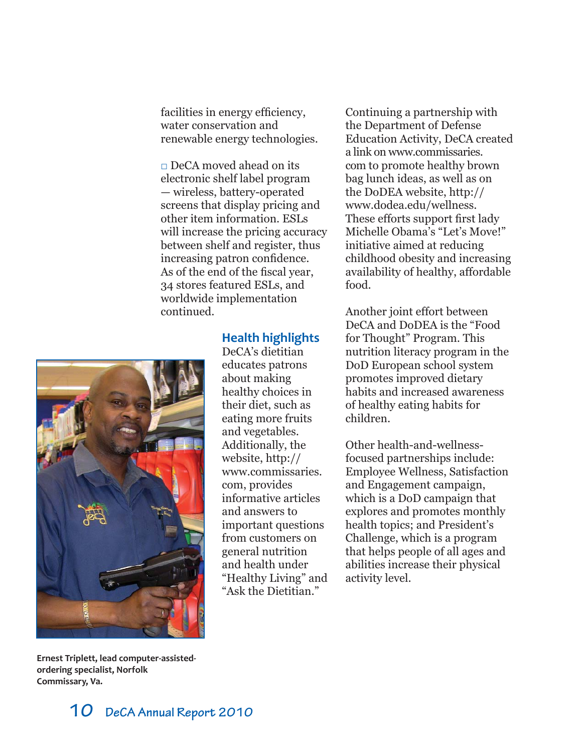facilities in energy efficiency, water conservation and renewable energy technologies.

□ DeCA moved ahead on its electronic shelf label program — wireless, battery-operated screens that display pricing and other item information. ESLs will increase the pricing accuracy between shelf and register, thus increasing patron confidence. As of the end of the fiscal year, 34 stores featured ESLs, and worldwide implementation continued.

Ernest Triplett, lead computer-assisted-ordering specialist, Norfolk Commissary, Va.

## Health highlights

DeCA's dietitian educates patrons about making healthy choices in their diet, such as eating more fruits and vegetables. Additionally, the website, http://www.commissaries.com, provides informative articles and answers to important questions from customers on general nutrition and health under "Healthy Living" and "Ask the Dietitian."

Continuing a partnership with the Department of Defense Education Activity, DeCA created a link on www.commissaries.com to promote healthy brown bag lunch ideas, as well as on the DoDEA website, http://www.dodea.edu/wellness. These efforts support first lady Michelle Obama's "Let's Move!" initiative aimed at reducing childhood obesity and increasing availability of healthy, affordable food.

Another joint effort between DeCA and DoDEA is the "Food for Thought" Program. This nutrition literacy program in the DoD European school system promotes improved dietary habits and increased awareness of healthy eating habits for children.

Other health-and-wellness-focused partnerships include: Employee Wellness, Satisfaction and Engagement campaign, which is a DoD campaign that explores and promotes monthly health topics; and President's Challenge, which is a program that helps people of all ages and abilities increase their physical activity level.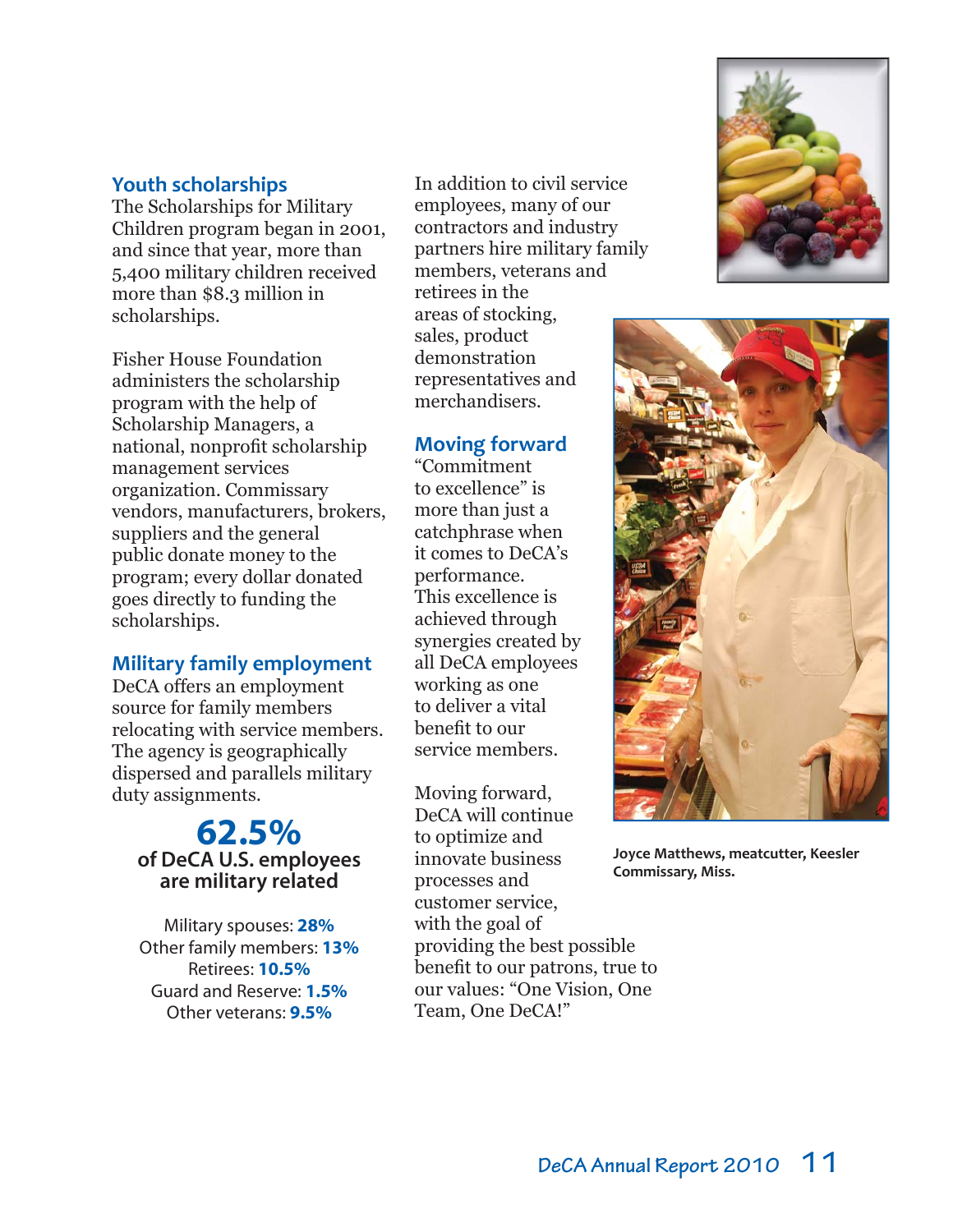## Youth scholarships

The Scholarships for Military Children program began in 2001, and since that year, more than 5,400 military children received more than $8.3 million in scholarships.

Fisher House Foundation administers the scholarship program with the help of Scholarship Managers, a national, nonprofit scholarship management services organization. Commissary vendors, manufacturers, brokers, suppliers and the general public donate money to the program; every dollar donated goes directly to funding the scholarships.

## Military family employment

DeCA offers an employment source for family members relocating with service members. The agency is geographically dispersed and parallels military duty assignments.

**62.5%**
**of DeCA U.S. employees are military related**

Military spouses: **28%**
Other family members: **13%**
Retirees: **10.5%**
Guard and Reserve: **1.5%**
Other veterans: **9.5%**

In addition to civil service employees, many of our contractors and industry partners hire military family members, veterans and retirees in the areas of stocking, sales, product demonstration representatives and merchandisers.

## Moving forward

"Commitment to excellence" is more than just a catchphrase when it comes to DeCA's performance. This excellence is achieved through synergies created by all DeCA employees working as one to deliver a vital benefit to our service members.

Moving forward, DeCA will continue to optimize and innovate business processes and customer service, with the goal of providing the best possible benefit to our patrons, true to our values: "One Vision, One Team, One DeCA!"

**Joyce Matthews, meatcutter, Keesler Commissary, Miss.**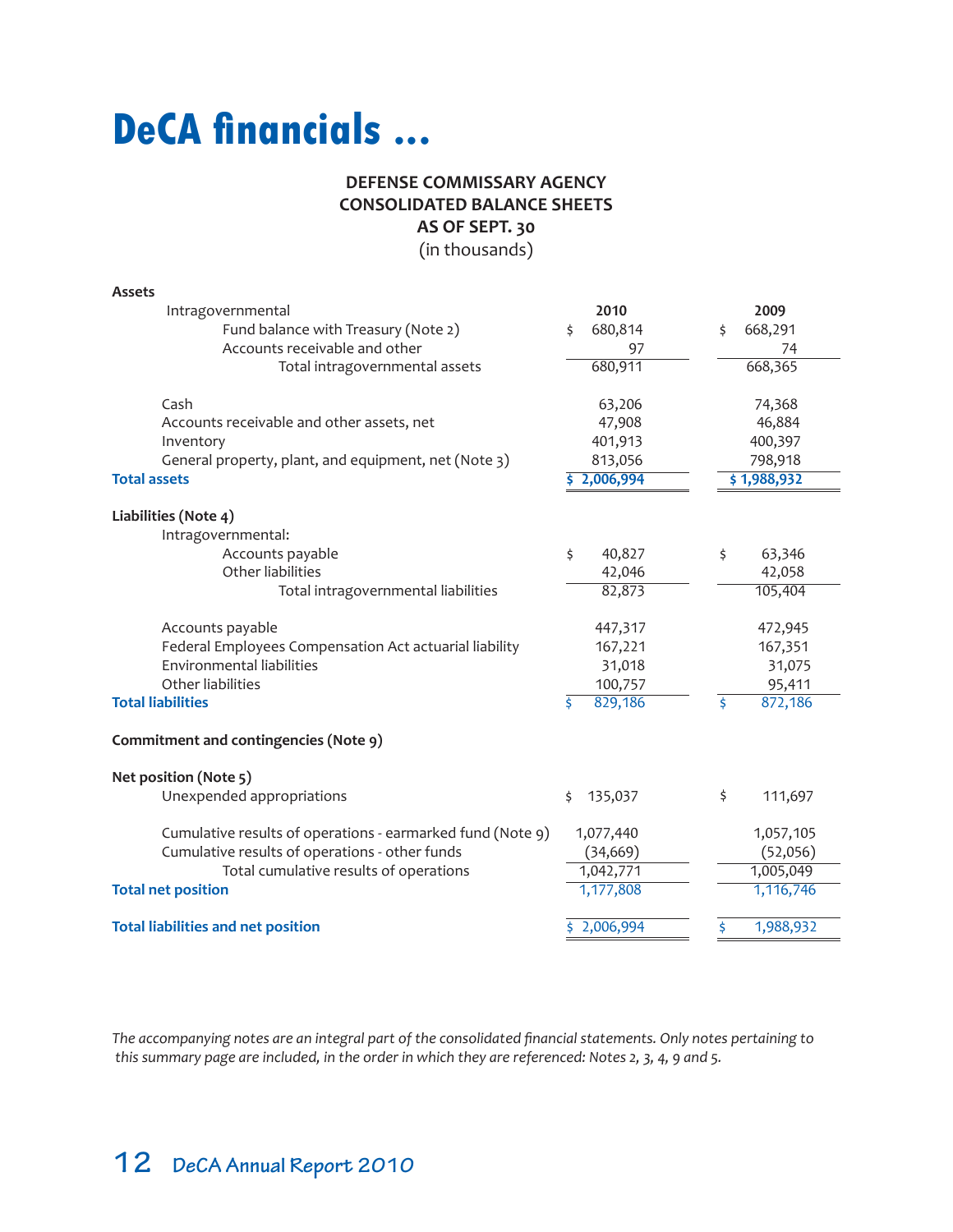# DeCA financials ...

**DEFENSE COMMISSARY AGENCY**
**CONSOLIDATED BALANCE SHEETS**
**AS OF SEPT. 30**
(in thousands)

| | 2010 | 2009 |
|---|---|---|
| **Assets** | | |
| Intragovernmental | | |
| Fund balance with Treasury (Note 2) | $ 680,814 | $ 668,291 |
| Accounts receivable and other | 97 | 74 |
| Total intragovernmental assets | 680,911 | 668,365 |
| Cash | 63,206 | 74,368 |
| Accounts receivable and other assets, net | 47,908 | 46,884 |
| Inventory | 401,913 | 400,397 |
| General property, plant, and equipment, net (Note 3) | 813,056 | 798,918 |
| **Total assets** | **$ 2,006,994** | **$ 1,988,932** |
| **Liabilities (Note 4)** | | |
| Intragovernmental: | | |
| Accounts payable | $ 40,827 | $ 63,346 |
| Other liabilities | 42,046 | 42,058 |
| Total intragovernmental liabilities | 82,873 | 105,404 |
| Accounts payable | 447,317 | 472,945 |
| Federal Employees Compensation Act actuarial liability | 167,221 | 167,351 |
| Environmental liabilities | 31,018 | 31,075 |
| Other liabilities | 100,757 | 95,411 |
| **Total liabilities** | $ 829,186 | $ 872,186 |
| **Commitment and contingencies (Note 9)** | | |
| **Net position (Note 5)** | | |
| Unexpended appropriations | $ 135,037 | $ 111,697 |
| Cumulative results of operations - earmarked fund (Note 9) | 1,077,440 | 1,057,105 |
| Cumulative results of operations - other funds | (34,669) | (52,056) |
| Total cumulative results of operations | 1,042,771 | 1,005,049 |
| **Total net position** | 1,177,808 | 1,116,746 |
| **Total liabilities and net position** | $ 2,006,994 | $ 1,988,932 |

*The accompanying notes are an integral part of the consolidated financial statements. Only notes pertaining to this summary page are included, in the order in which they are referenced: Notes 2, 3, 4, 9 and 5.*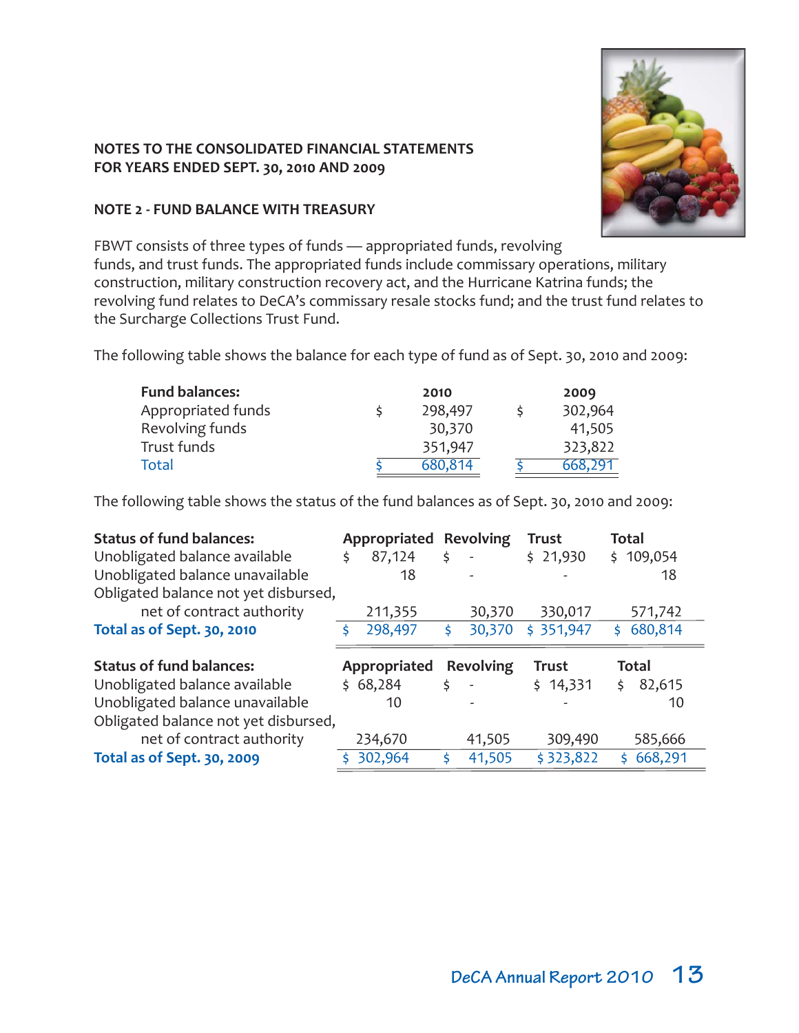**NOTES TO THE CONSOLIDATED FINANCIAL STATEMENTS**
**FOR YEARS ENDED SEPT. 30, 2010 AND 2009**

## NOTE 2 - FUND BALANCE WITH TREASURY

FBWT consists of three types of funds — appropriated funds, revolving funds, and trust funds. The appropriated funds include commissary operations, military construction, military construction recovery act, and the Hurricane Katrina funds; the revolving fund relates to DeCA's commissary resale stocks fund; and the trust fund relates to the Surcharge Collections Trust Fund.

The following table shows the balance for each type of fund as of Sept. 30, 2010 and 2009:

| Fund balances: | 2010 | 2009 |
|---|---|---|
| Appropriated funds | $ 298,497 | $ 302,964 |
| Revolving funds | 30,370 | 41,505 |
| Trust funds | 351,947 | 323,822 |
| Total | $ 680,814 | $ 668,291 |

The following table shows the status of the fund balances as of Sept. 30, 2010 and 2009:

| Status of fund balances: | Appropriated | Revolving | Trust | Total |
|---|---|---|---|---|
| Unobligated balance available | $ 87,124 | $ - | $ 21,930 | $ 109,054 |
| Unobligated balance unavailable | 18 | - | - | 18 |
| Obligated balance not yet disbursed, net of contract authority | 211,355 | 30,370 | 330,017 | 571,742 |
| **Total as of Sept. 30, 2010** | $ 298,497 | $ 30,370 | $ 351,947 | $ 680,814 |

| Status of fund balances: | Appropriated | Revolving | Trust | Total |
|---|---|---|---|---|
| Unobligated balance available | $ 68,284 | $ - | $ 14,331 | $ 82,615 |
| Unobligated balance unavailable | 10 | - | - | 10 |
| Obligated balance not yet disbursed, net of contract authority | 234,670 | 41,505 | 309,490 | 585,666 |
| **Total as of Sept. 30, 2009** | $ 302,964 | $ 41,505 | $ 323,822 | $ 668,291 |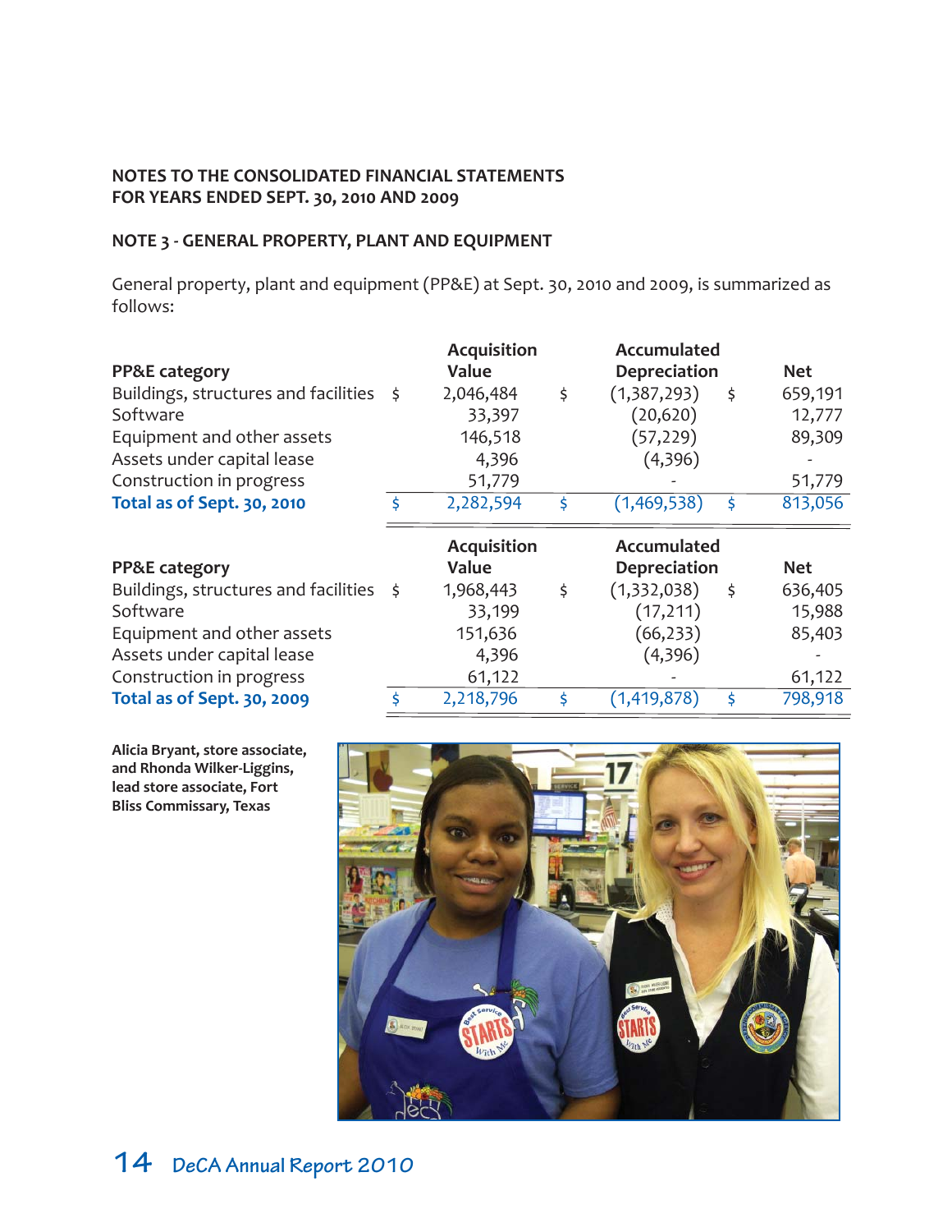**NOTES TO THE CONSOLIDATED FINANCIAL STATEMENTS**
**FOR YEARS ENDED SEPT. 30, 2010 AND 2009**

## NOTE 3 - GENERAL PROPERTY, PLANT AND EQUIPMENT

General property, plant and equipment (PP&E) at Sept. 30, 2010 and 2009, is summarized as follows:

| PP&E category | Acquisition Value | Accumulated Depreciation | Net |
|---|---|---|---|
| Buildings, structures and facilities | $ 2,046,484 | $ (1,387,293) | $ 659,191 |
| Software | 33,397 | (20,620) | 12,777 |
| Equipment and other assets | 146,518 | (57,229) | 89,309 |
| Assets under capital lease | 4,396 | (4,396) | - |
| Construction in progress | 51,779 | - | 51,779 |
| **Total as of Sept. 30, 2010** | $ 2,282,594 | $ (1,469,538) | $ 813,056 |

| PP&E category | Acquisition Value | Accumulated Depreciation | Net |
|---|---|---|---|
| Buildings, structures and facilities | $ 1,968,443 | $ (1,332,038) | $ 636,405 |
| Software | 33,199 | (17,211) | 15,988 |
| Equipment and other assets | 151,636 | (66,233) | 85,403 |
| Assets under capital lease | 4,396 | (4,396) | - |
| Construction in progress | 61,122 | - | 61,122 |
| **Total as of Sept. 30, 2009** | $ 2,218,796 | $ (1,419,878) | $ 798,918 |

**Alicia Bryant, store associate, and Rhonda Wilker-Liggins, lead store associate, Fort Bliss Commissary, Texas**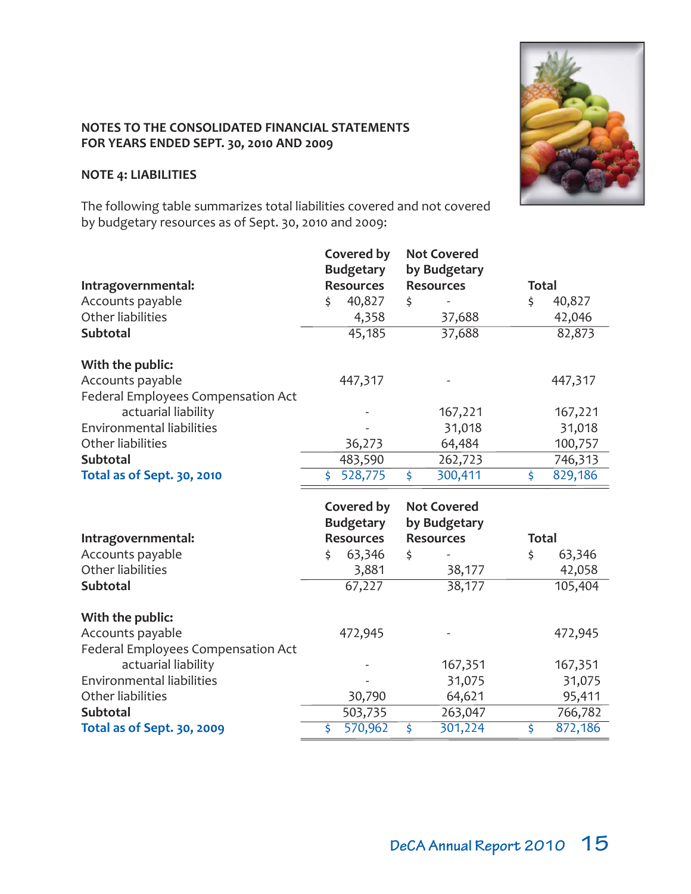NOTES TO THE CONSOLIDATED FINANCIAL STATEMENTS
FOR YEARS ENDED SEPT. 30, 2010 AND 2009

## NOTE 4: LIABILITIES

The following table summarizes total liabilities covered and not covered by budgetary resources as of Sept. 30, 2010 and 2009:

| Intragovernmental: | Covered by Budgetary Resources | Not Covered by Budgetary Resources | Total |
|---|---|---|---|
| Accounts payable | $ 40,827 | $ - | $ 40,827 |
| Other liabilities | 4,358 | 37,688 | 42,046 |
| **Subtotal** | 45,185 | 37,688 | 82,873 |
| **With the public:** | | | |
| Accounts payable | 447,317 | - | 447,317 |
| Federal Employees Compensation Act actuarial liability | - | 167,221 | 167,221 |
| Environmental liabilities | - | 31,018 | 31,018 |
| Other liabilities | 36,273 | 64,484 | 100,757 |
| **Subtotal** | 483,590 | 262,723 | 746,313 |
| **Total as of Sept. 30, 2010** | $ 528,775 | $ 300,411 | $ 829,186 |

| Intragovernmental: | Covered by Budgetary Resources | Not Covered by Budgetary Resources | Total |
|---|---|---|---|
| Accounts payable | $ 63,346 | $ - | $ 63,346 |
| Other liabilities | 3,881 | 38,177 | 42,058 |
| **Subtotal** | 67,227 | 38,177 | 105,404 |
| **With the public:** | | | |
| Accounts payable | 472,945 | - | 472,945 |
| Federal Employees Compensation Act actuarial liability | - | 167,351 | 167,351 |
| Environmental liabilities | - | 31,075 | 31,075 |
| Other liabilities | 30,790 | 64,621 | 95,411 |
| **Subtotal** | 503,735 | 263,047 | 766,782 |
| **Total as of Sept. 30, 2009** | $ 570,962 | $ 301,224 | $ 872,186 |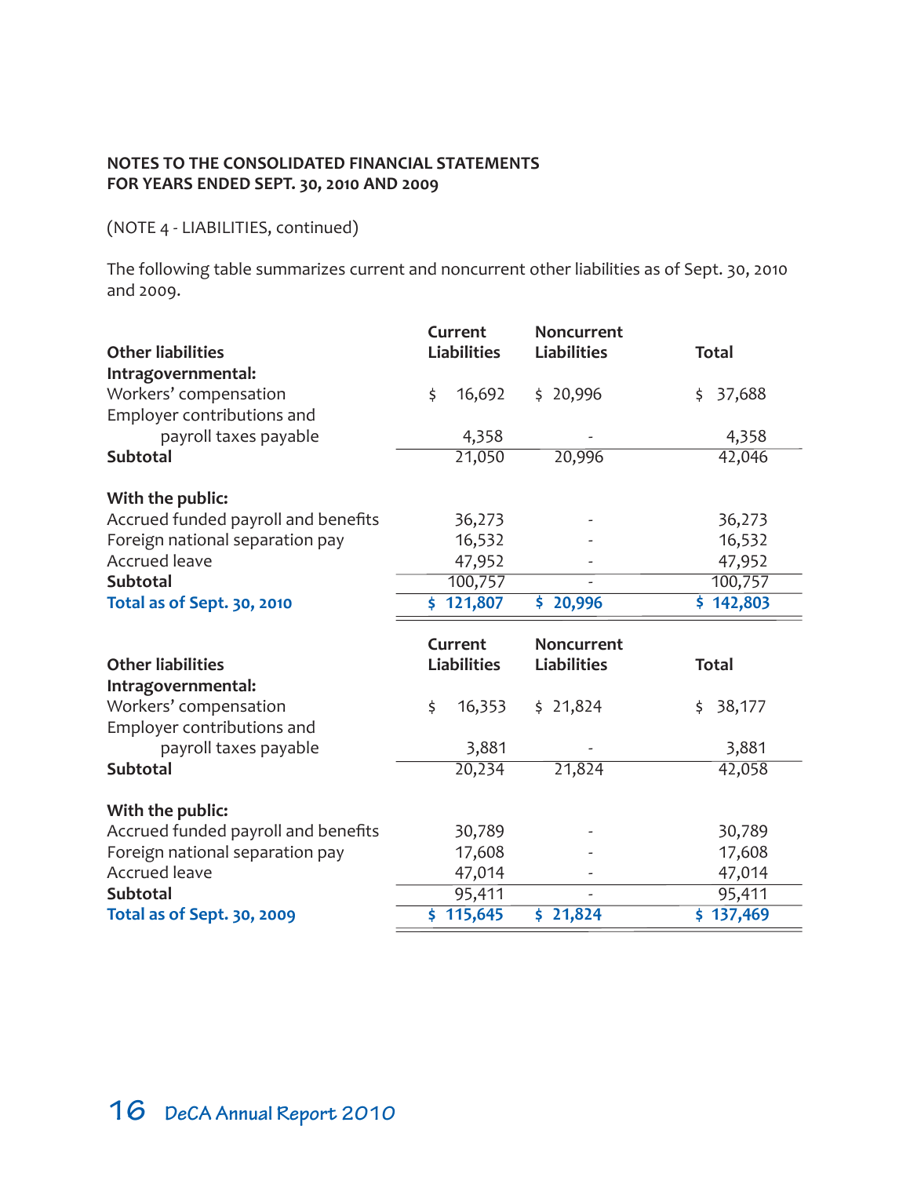**NOTES TO THE CONSOLIDATED FINANCIAL STATEMENTS**
**FOR YEARS ENDED SEPT. 30, 2010 AND 2009**

(NOTE 4 - LIABILITIES, continued)

The following table summarizes current and noncurrent other liabilities as of Sept. 30, 2010 and 2009.

| **Other liabilities** | **Current Liabilities** | **Noncurrent Liabilities** | **Total** |
|---|---|---|---|
| **Intragovernmental:** | | | |
| Workers' compensation | $ 16,692 | $ 20,996 | $ 37,688 |
| Employer contributions and payroll taxes payable | 4,358 | - | 4,358 |
| **Subtotal** | 21,050 | 20,996 | 42,046 |
| **With the public:** | | | |
| Accrued funded payroll and benefits | 36,273 | - | 36,273 |
| Foreign national separation pay | 16,532 | - | 16,532 |
| Accrued leave | 47,952 | - | 47,952 |
| **Subtotal** | 100,757 | - | 100,757 |
| **Total as of Sept. 30, 2010** | **$ 121,807** | **$ 20,996** | **$ 142,803** |

| **Other liabilities** | **Current Liabilities** | **Noncurrent Liabilities** | **Total** |
|---|---|---|---|
| **Intragovernmental:** | | | |
| Workers' compensation | $ 16,353 | $ 21,824 | $ 38,177 |
| Employer contributions and payroll taxes payable | 3,881 | - | 3,881 |
| **Subtotal** | 20,234 | 21,824 | 42,058 |
| **With the public:** | | | |
| Accrued funded payroll and benefits | 30,789 | - | 30,789 |
| Foreign national separation pay | 17,608 | - | 17,608 |
| Accrued leave | 47,014 | - | 47,014 |
| **Subtotal** | 95,411 | - | 95,411 |
| **Total as of Sept. 30, 2009** | **$ 115,645** | **$ 21,824** | **$ 137,469** |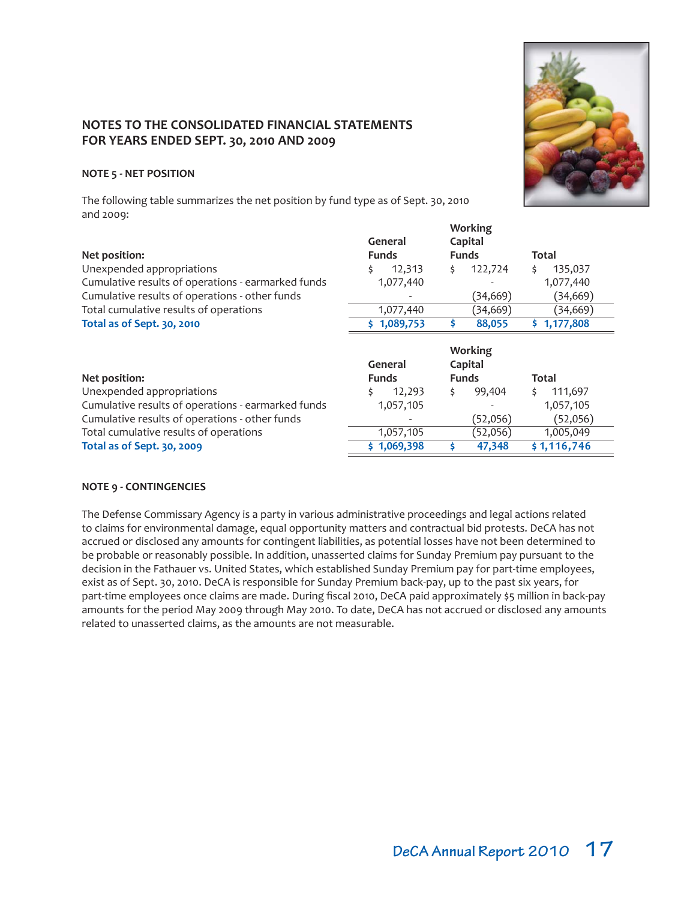## NOTES TO THE CONSOLIDATED FINANCIAL STATEMENTS FOR YEARS ENDED SEPT. 30, 2010 AND 2009

### NOTE 5 - NET POSITION

The following table summarizes the net position by fund type as of Sept. 30, 2010 and 2009:

| Net position: | General Funds | Working Capital Funds | Total |
|---|---|---|---|
| Unexpended appropriations | $ 12,313 | $ 122,724 | $ 135,037 |
| Cumulative results of operations - earmarked funds | 1,077,440 | - | 1,077,440 |
| Cumulative results of operations - other funds | - | (34,669) | (34,669) |
| Total cumulative results of operations | 1,077,440 | (34,669) | (34,669) |
| **Total as of Sept. 30, 2010** | **$ 1,089,753** | **$ 88,055** | **$ 1,177,808** |

| Net position: | General Funds | Working Capital Funds | Total |
|---|---|---|---|
| Unexpended appropriations | $ 12,293 | $ 99,404 | $ 111,697 |
| Cumulative results of operations - earmarked funds | 1,057,105 | - | 1,057,105 |
| Cumulative results of operations - other funds | - | (52,056) | (52,056) |
| Total cumulative results of operations | 1,057,105 | (52,056) | 1,005,049 |
| **Total as of Sept. 30, 2009** | **$ 1,069,398** | **$ 47,348** | **$ 1,116,746** |

### NOTE 9 - CONTINGENCIES

The Defense Commissary Agency is a party in various administrative proceedings and legal actions related to claims for environmental damage, equal opportunity matters and contractual bid protests. DeCA has not accrued or disclosed any amounts for contingent liabilities, as potential losses have not been determined to be probable or reasonably possible. In addition, unasserted claims for Sunday Premium pay pursuant to the decision in the Fathauer vs. United States, which established Sunday Premium pay for part-time employees, exist as of Sept. 30, 2010. DeCA is responsible for Sunday Premium back-pay, up to the past six years, for part-time employees once claims are made. During fiscal 2010, DeCA paid approximately $5 million in back-pay amounts for the period May 2009 through May 2010. To date, DeCA has not accrued or disclosed any amounts related to unasserted claims, as the amounts are not measurable.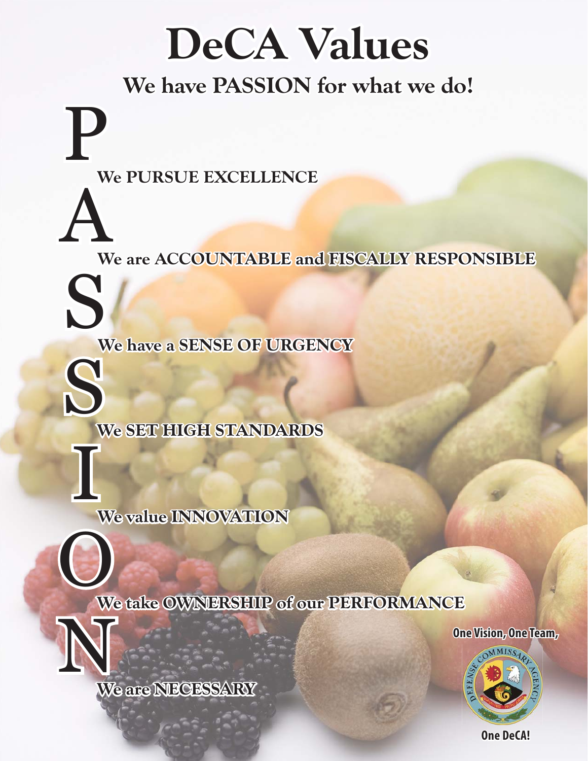# DeCA Values

## We have PASSION for what we do!

**P**

**We PURSUE EXCELLENCE**

**A**

**We are ACCOUNTABLE and FISCALLY RESPONSIBLE**

**S**

**We have a SENSE OF URGENCY**

**S**

**We SET HIGH STANDARDS**

**I**

**We value INNOVATION**

**O**

**We take OWNERSHIP of our PERFORMANCE**

**N**

**We are NECESSARY**

**One Vision, One Team,**

**One DeCA!**